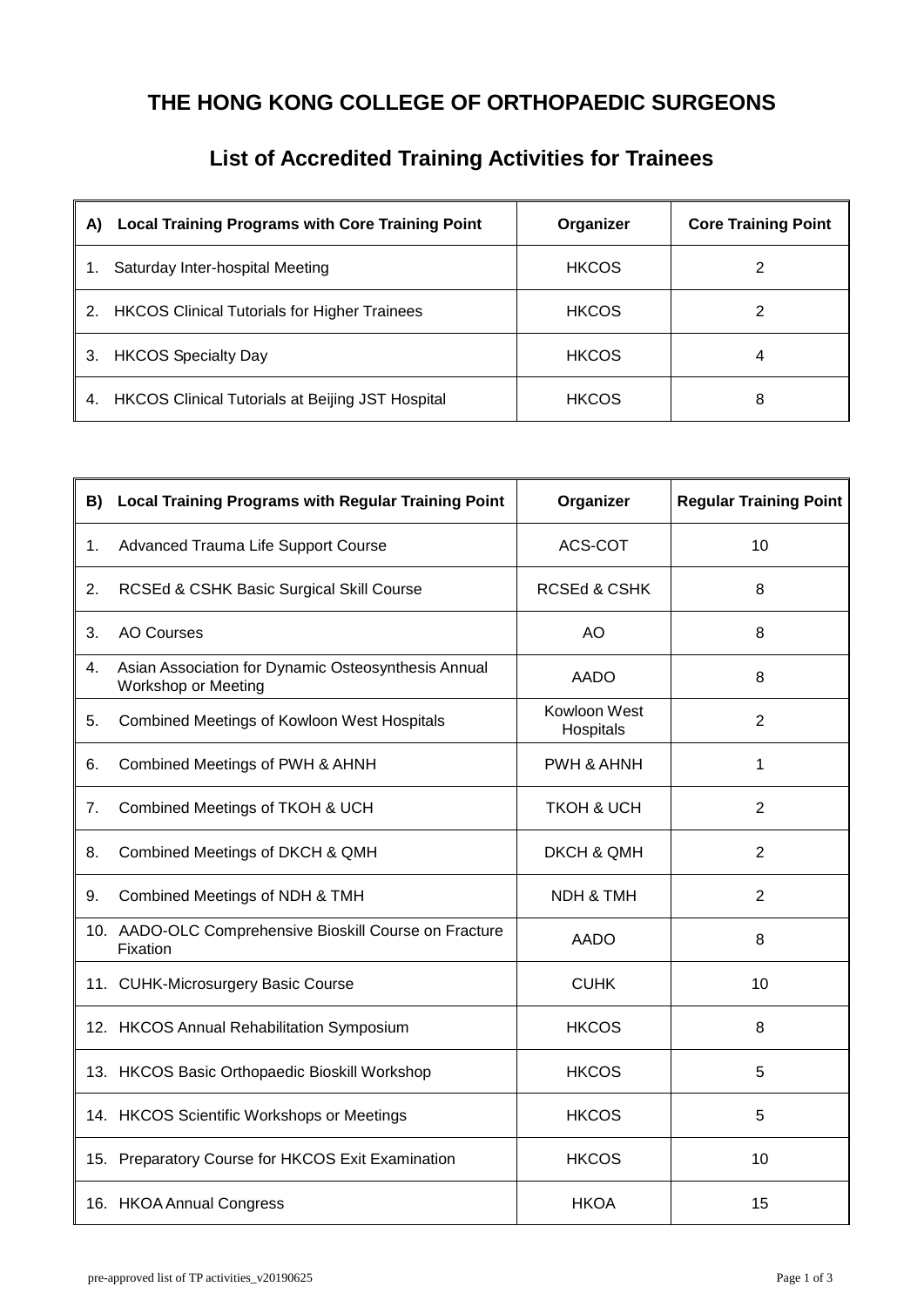# THE HONG KONG COLLEGE OF ORTHOPAEDIC SURGEONS

## List of Accredited Training Activities for Trainees

| A) Local Training Programs with Core Training Point | Organizer | Core Training Point |
|---|---|---|
| 1. Saturday Inter-hospital Meeting | HKCOS | 2 |
| 2. HKCOS Clinical Tutorials for Higher Trainees | HKCOS | 2 |
| 3. HKCOS Specialty Day | HKCOS | 4 |
| 4. HKCOS Clinical Tutorials at Beijing JST Hospital | HKCOS | 8 |

| B) Local Training Programs with Regular Training Point | Organizer | Regular Training Point |
|---|---|---|
| 1. Advanced Trauma Life Support Course | ACS-COT | 10 |
| 2. RCSEd & CSHK Basic Surgical Skill Course | RCSEd & CSHK | 8 |
| 3. AO Courses | AO | 8 |
| 4. Asian Association for Dynamic Osteosynthesis Annual Workshop or Meeting | AADO | 8 |
| 5. Combined Meetings of Kowloon West Hospitals | Kowloon West Hospitals | 2 |
| 6. Combined Meetings of PWH & AHNH | PWH & AHNH | 1 |
| 7. Combined Meetings of TKOH & UCH | TKOH & UCH | 2 |
| 8. Combined Meetings of DKCH & QMH | DKCH & QMH | 2 |
| 9. Combined Meetings of NDH & TMH | NDH & TMH | 2 |
| 10. AADO-OLC Comprehensive Bioskill Course on Fracture Fixation | AADO | 8 |
| 11. CUHK-Microsurgery Basic Course | CUHK | 10 |
| 12. HKCOS Annual Rehabilitation Symposium | HKCOS | 8 |
| 13. HKCOS Basic Orthopaedic Bioskill Workshop | HKCOS | 5 |
| 14. HKCOS Scientific Workshops or Meetings | HKCOS | 5 |
| 15. Preparatory Course for HKCOS Exit Examination | HKCOS | 10 |
| 16. HKOA Annual Congress | HKOA | 15 |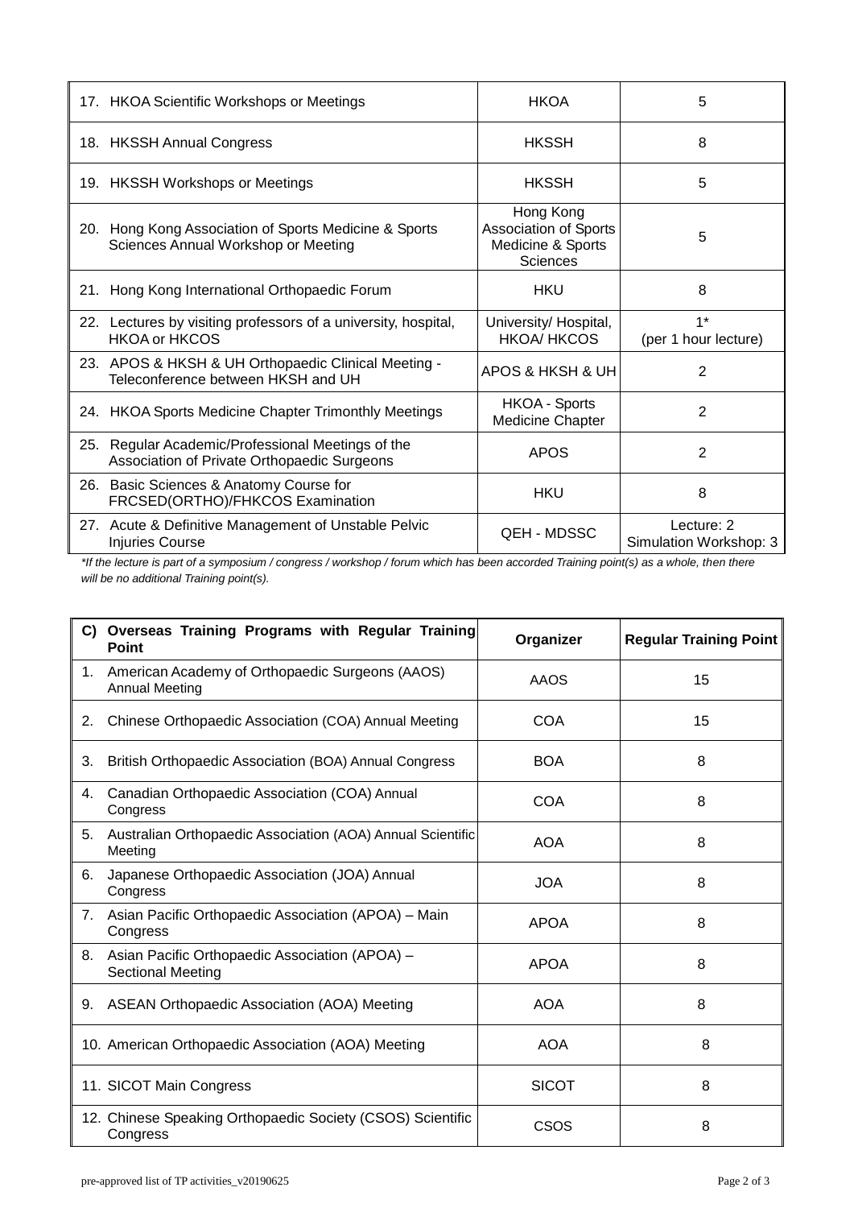| | | |
|---|---|---|
| 17. HKOA Scientific Workshops or Meetings | HKOA | 5 |
| 18. HKSSH Annual Congress | HKSSH | 8 |
| 19. HKSSH Workshops or Meetings | HKSSH | 5 |
| 20. Hong Kong Association of Sports Medicine & Sports Sciences Annual Workshop or Meeting | Hong Kong Association of Sports Medicine & Sports Sciences | 5 |
| 21. Hong Kong International Orthopaedic Forum | HKU | 8 |
| 22. Lectures by visiting professors of a university, hospital, HKOA or HKCOS | University/ Hospital, HKOA/ HKCOS | 1* (per 1 hour lecture) |
| 23. APOS & HKSH & UH Orthopaedic Clinical Meeting - Teleconference between HKSH and UH | APOS & HKSH & UH | 2 |
| 24. HKOA Sports Medicine Chapter Trimonthly Meetings | HKOA - Sports Medicine Chapter | 2 |
| 25. Regular Academic/Professional Meetings of the Association of Private Orthopaedic Surgeons | APOS | 2 |
| 26. Basic Sciences & Anatomy Course for FRCSED(ORTHO)/FHKCOS Examination | HKU | 8 |
| 27. Acute & Definitive Management of Unstable Pelvic Injuries Course | QEH - MDSSC | Lecture: 2<br>Simulation Workshop: 3 |

*If the lecture is part of a symposium / congress / workshop / forum which has been accorded Training point(s) as a whole, then there will be no additional Training point(s).*

| C) Overseas Training Programs with Regular Training Point | Organizer | Regular Training Point |
|---|---|---|
| 1. American Academy of Orthopaedic Surgeons (AAOS) Annual Meeting | AAOS | 15 |
| 2. Chinese Orthopaedic Association (COA) Annual Meeting | COA | 15 |
| 3. British Orthopaedic Association (BOA) Annual Congress | BOA | 8 |
| 4. Canadian Orthopaedic Association (COA) Annual Congress | COA | 8 |
| 5. Australian Orthopaedic Association (AOA) Annual Scientific Meeting | AOA | 8 |
| 6. Japanese Orthopaedic Association (JOA) Annual Congress | JOA | 8 |
| 7. Asian Pacific Orthopaedic Association (APOA) – Main Congress | APOA | 8 |
| 8. Asian Pacific Orthopaedic Association (APOA) – Sectional Meeting | APOA | 8 |
| 9. ASEAN Orthopaedic Association (AOA) Meeting | AOA | 8 |
| 10. American Orthopaedic Association (AOA) Meeting | AOA | 8 |
| 11. SICOT Main Congress | SICOT | 8 |
| 12. Chinese Speaking Orthopaedic Society (CSOS) Scientific Congress | CSOS | 8 |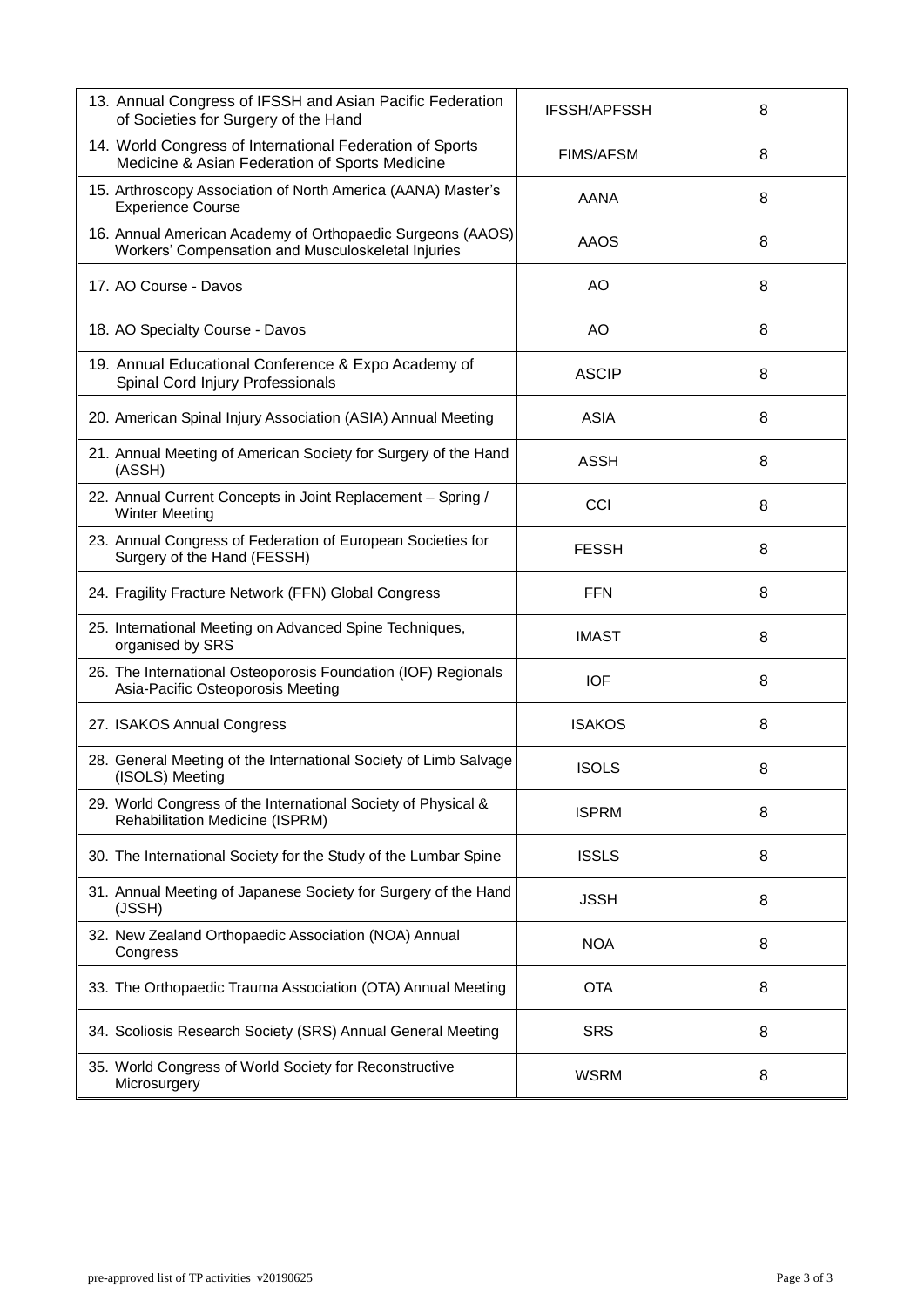| | | |
|---|---|---|
| 13. Annual Congress of IFSSH and Asian Pacific Federation of Societies for Surgery of the Hand | IFSSH/APFSSH | 8 |
| 14. World Congress of International Federation of Sports Medicine & Asian Federation of Sports Medicine | FIMS/AFSM | 8 |
| 15. Arthroscopy Association of North America (AANA) Master's Experience Course | AANA | 8 |
| 16. Annual American Academy of Orthopaedic Surgeons (AAOS) Workers' Compensation and Musculoskeletal Injuries | AAOS | 8 |
| 17. AO Course - Davos | AO | 8 |
| 18. AO Specialty Course - Davos | AO | 8 |
| 19. Annual Educational Conference & Expo Academy of Spinal Cord Injury Professionals | ASCIP | 8 |
| 20. American Spinal Injury Association (ASIA) Annual Meeting | ASIA | 8 |
| 21. Annual Meeting of American Society for Surgery of the Hand (ASSH) | ASSH | 8 |
| 22. Annual Current Concepts in Joint Replacement – Spring / Winter Meeting | CCI | 8 |
| 23. Annual Congress of Federation of European Societies for Surgery of the Hand (FESSH) | FESSH | 8 |
| 24. Fragility Fracture Network (FFN) Global Congress | FFN | 8 |
| 25. International Meeting on Advanced Spine Techniques, organised by SRS | IMAST | 8 |
| 26. The International Osteoporosis Foundation (IOF) Regionals Asia-Pacific Osteoporosis Meeting | IOF | 8 |
| 27. ISAKOS Annual Congress | ISAKOS | 8 |
| 28. General Meeting of the International Society of Limb Salvage (ISOLS) Meeting | ISOLS | 8 |
| 29. World Congress of the International Society of Physical & Rehabilitation Medicine (ISPRM) | ISPRM | 8 |
| 30. The International Society for the Study of the Lumbar Spine | ISSLS | 8 |
| 31. Annual Meeting of Japanese Society for Surgery of the Hand (JSSH) | JSSH | 8 |
| 32. New Zealand Orthopaedic Association (NOA) Annual Congress | NOA | 8 |
| 33. The Orthopaedic Trauma Association (OTA) Annual Meeting | OTA | 8 |
| 34. Scoliosis Research Society (SRS) Annual General Meeting | SRS | 8 |
| 35. World Congress of World Society for Reconstructive Microsurgery | WSRM | 8 |

pre-approved list of TP activities_v20190625